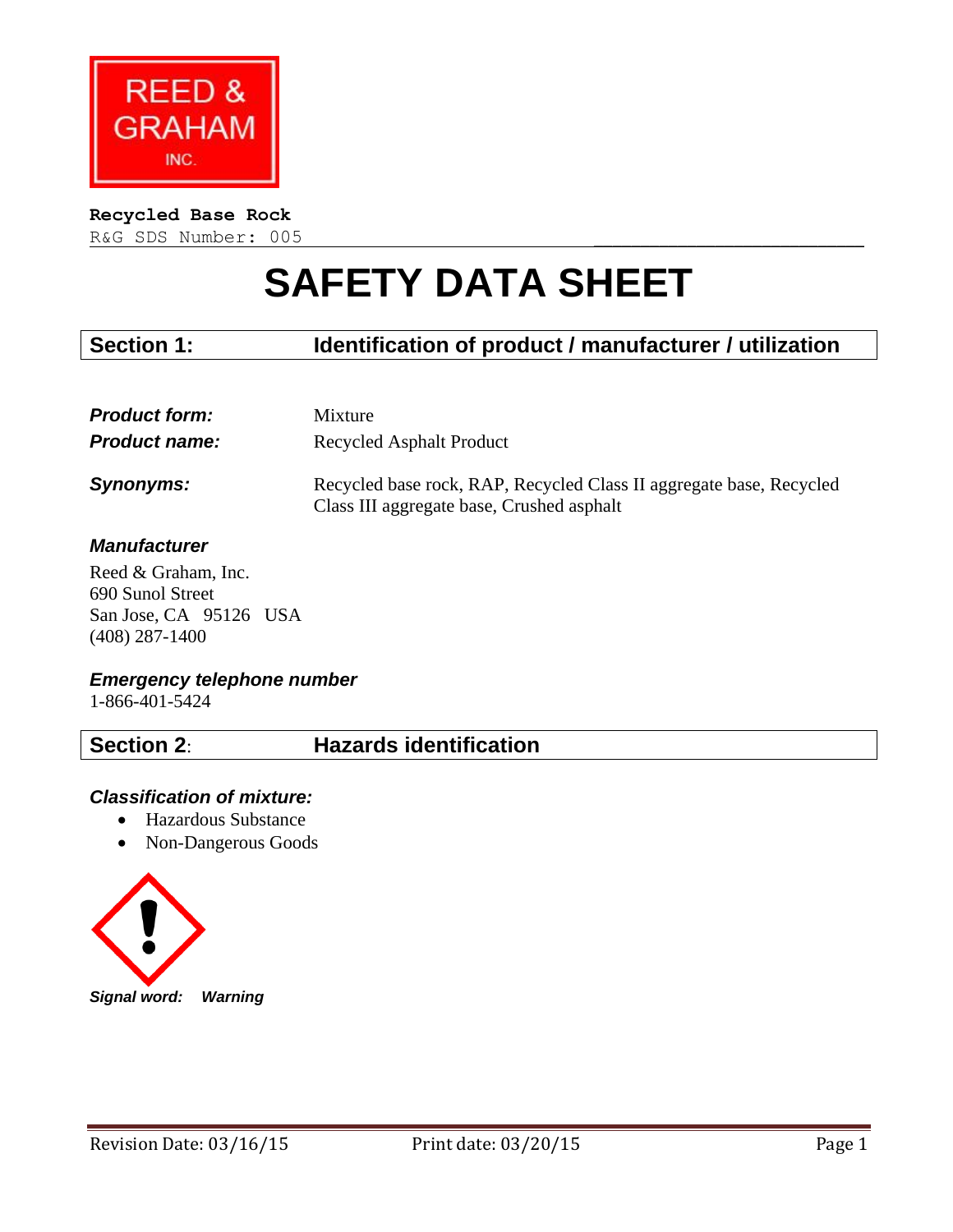REED & GRAHAM INC.

**Recycled Base Rock**
R&G SDS Number: 005

# SAFETY DATA SHEET

## Section 1: Identification of product / manufacturer / utilization

***Product form:*** Mixture

***Product name:*** Recycled Asphalt Product

***Synonyms:*** Recycled base rock, RAP, Recycled Class II aggregate base, Recycled Class III aggregate base, Crushed asphalt

***Manufacturer***

Reed & Graham, Inc.
690 Sunol Street
San Jose, CA 95126 USA
(408) 287-1400

***Emergency telephone number***

1-866-401-5424

## Section 2: Hazards identification

***Classification of mixture:***

- Hazardous Substance
- Non-Dangerous Goods

***Signal word:*** ***Warning***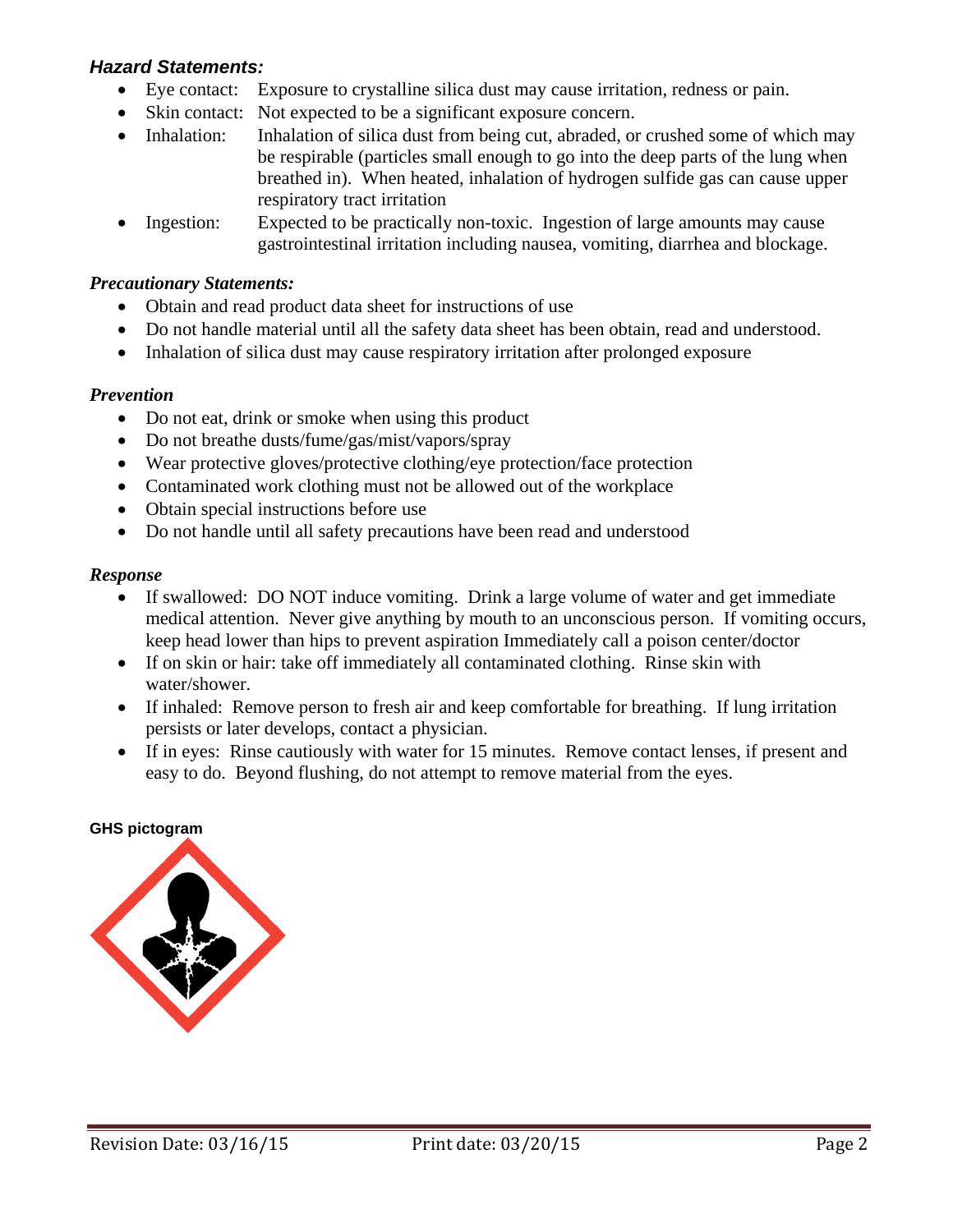### *Hazard Statements:*

- Eye contact: Exposure to crystalline silica dust may cause irritation, redness or pain.
- Skin contact: Not expected to be a significant exposure concern.
- Inhalation: Inhalation of silica dust from being cut, abraded, or crushed some of which may be respirable (particles small enough to go into the deep parts of the lung when breathed in). When heated, inhalation of hydrogen sulfide gas can cause upper respiratory tract irritation
- Ingestion: Expected to be practically non-toxic. Ingestion of large amounts may cause gastrointestinal irritation including nausea, vomiting, diarrhea and blockage.

### *Precautionary Statements:*

- Obtain and read product data sheet for instructions of use
- Do not handle material until all the safety data sheet has been obtain, read and understood.
- Inhalation of silica dust may cause respiratory irritation after prolonged exposure

### *Prevention*

- Do not eat, drink or smoke when using this product
- Do not breathe dusts/fume/gas/mist/vapors/spray
- Wear protective gloves/protective clothing/eye protection/face protection
- Contaminated work clothing must not be allowed out of the workplace
- Obtain special instructions before use
- Do not handle until all safety precautions have been read and understood

### *Response*

- If swallowed: DO NOT induce vomiting. Drink a large volume of water and get immediate medical attention. Never give anything by mouth to an unconscious person. If vomiting occurs, keep head lower than hips to prevent aspiration Immediately call a poison center/doctor
- If on skin or hair: take off immediately all contaminated clothing. Rinse skin with water/shower.
- If inhaled: Remove person to fresh air and keep comfortable for breathing. If lung irritation persists or later develops, contact a physician.
- If in eyes: Rinse cautiously with water for 15 minutes. Remove contact lenses, if present and easy to do. Beyond flushing, do not attempt to remove material from the eyes.

**GHS pictogram**

Revision Date: 03/16/15 Print date: 03/20/15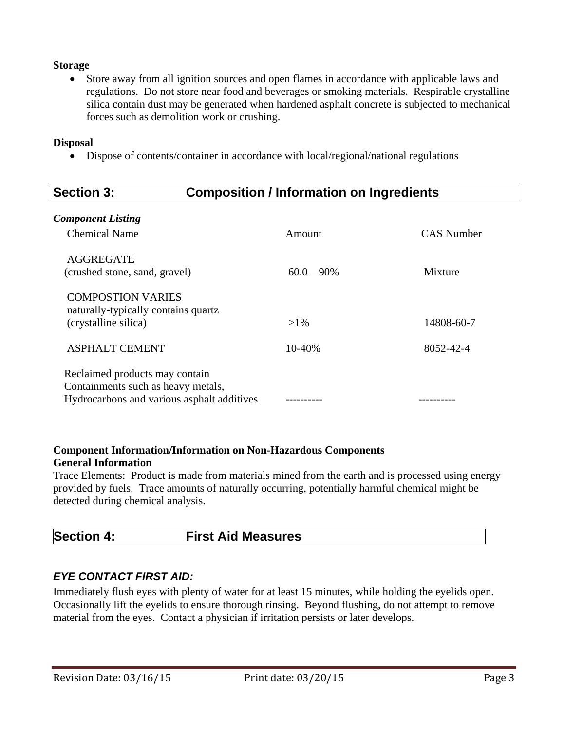**Storage**

- Store away from all ignition sources and open flames in accordance with applicable laws and regulations. Do not store near food and beverages or smoking materials. Respirable crystalline silica contain dust may be generated when hardened asphalt concrete is subjected to mechanical forces such as demolition work or crushing.

**Disposal**

- Dispose of contents/container in accordance with local/regional/national regulations

## Section 3: Composition / Information on Ingredients

***Component Listing***

| Chemical Name | Amount | CAS Number |
|---|---|---|
| AGGREGATE (crushed stone, sand, gravel) | 60.0 – 90% | Mixture |
| COMPOSTION VARIES naturally-typically contains quartz (crystalline silica) | >1% | 14808-60-7 |
| ASPHALT CEMENT | 10-40% | 8052-42-4 |
| Reclaimed products may contain Containments such as heavy metals, Hydrocarbons and various asphalt additives | ---------- | ---------- |

**Component Information/Information on Non-Hazardous Components**
**General Information**

Trace Elements: Product is made from materials mined from the earth and is processed using energy provided by fuels. Trace amounts of naturally occurring, potentially harmful chemical might be detected during chemical analysis.

## Section 4: First Aid Measures

### *EYE CONTACT FIRST AID:*

Immediately flush eyes with plenty of water for at least 15 minutes, while holding the eyelids open. Occasionally lift the eyelids to ensure thorough rinsing. Beyond flushing, do not attempt to remove material from the eyes. Contact a physician if irritation persists or later develops.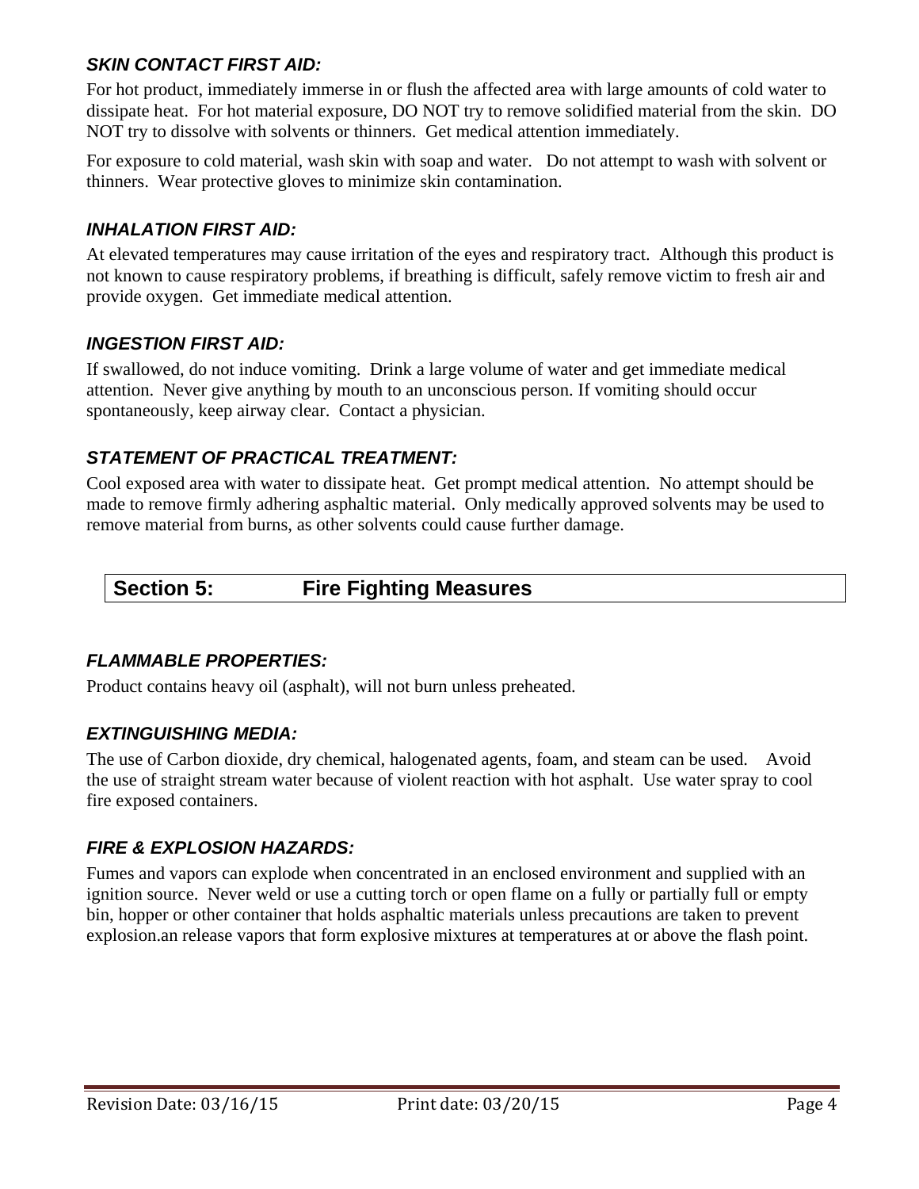### *SKIN CONTACT FIRST AID:*

For hot product, immediately immerse in or flush the affected area with large amounts of cold water to dissipate heat. For hot material exposure, DO NOT try to remove solidified material from the skin. DO NOT try to dissolve with solvents or thinners. Get medical attention immediately.

For exposure to cold material, wash skin with soap and water. Do not attempt to wash with solvent or thinners. Wear protective gloves to minimize skin contamination.

### *INHALATION FIRST AID:*

At elevated temperatures may cause irritation of the eyes and respiratory tract. Although this product is not known to cause respiratory problems, if breathing is difficult, safely remove victim to fresh air and provide oxygen. Get immediate medical attention.

### *INGESTION FIRST AID:*

If swallowed, do not induce vomiting. Drink a large volume of water and get immediate medical attention. Never give anything by mouth to an unconscious person. If vomiting should occur spontaneously, keep airway clear. Contact a physician.

### *STATEMENT OF PRACTICAL TREATMENT:*

Cool exposed area with water to dissipate heat. Get prompt medical attention. No attempt should be made to remove firmly adhering asphaltic material. Only medically approved solvents may be used to remove material from burns, as other solvents could cause further damage.

## Section 5: Fire Fighting Measures

### *FLAMMABLE PROPERTIES:*

Product contains heavy oil (asphalt), will not burn unless preheated.

### *EXTINGUISHING MEDIA:*

The use of Carbon dioxide, dry chemical, halogenated agents, foam, and steam can be used. Avoid the use of straight stream water because of violent reaction with hot asphalt. Use water spray to cool fire exposed containers.

### *FIRE & EXPLOSION HAZARDS:*

Fumes and vapors can explode when concentrated in an enclosed environment and supplied with an ignition source. Never weld or use a cutting torch or open flame on a fully or partially full or empty bin, hopper or other container that holds asphaltic materials unless precautions are taken to prevent explosion.an release vapors that form explosive mixtures at temperatures at or above the flash point.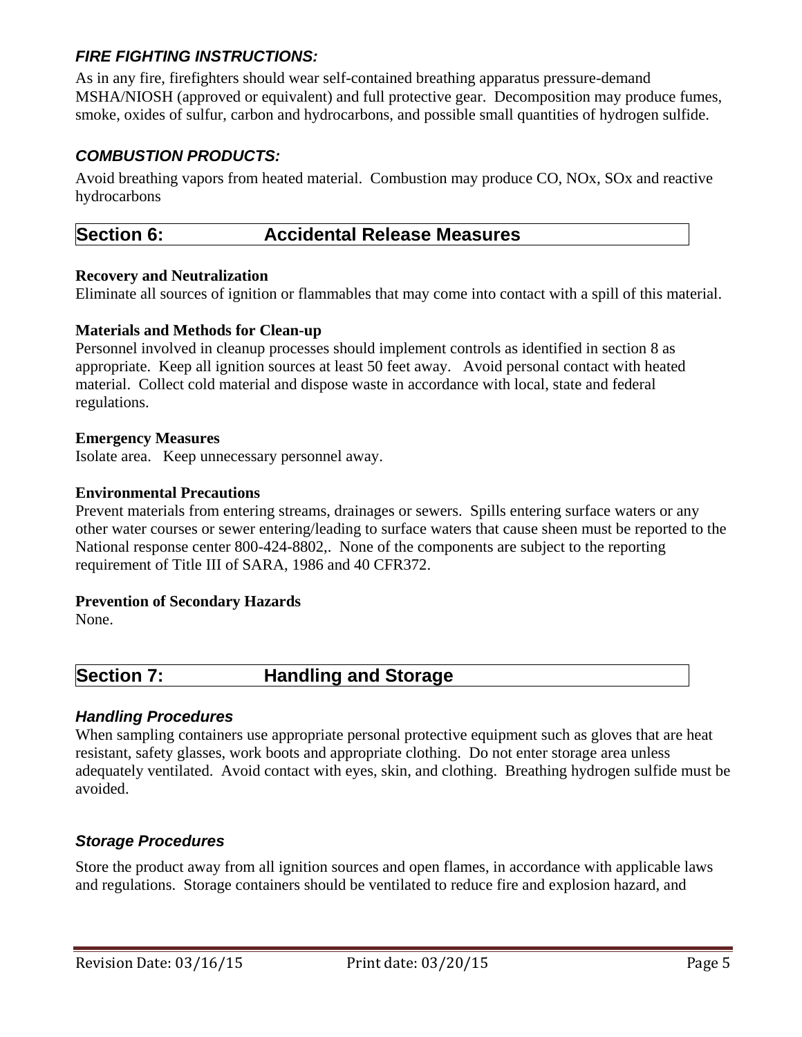### *FIRE FIGHTING INSTRUCTIONS:*

As in any fire, firefighters should wear self-contained breathing apparatus pressure-demand MSHA/NIOSH (approved or equivalent) and full protective gear. Decomposition may produce fumes, smoke, oxides of sulfur, carbon and hydrocarbons, and possible small quantities of hydrogen sulfide.

### *COMBUSTION PRODUCTS:*

Avoid breathing vapors from heated material. Combustion may produce CO, NOx, SOx and reactive hydrocarbons

## Section 6: Accidental Release Measures

**Recovery and Neutralization**

Eliminate all sources of ignition or flammables that may come into contact with a spill of this material.

**Materials and Methods for Clean-up**

Personnel involved in cleanup processes should implement controls as identified in section 8 as appropriate. Keep all ignition sources at least 50 feet away. Avoid personal contact with heated material. Collect cold material and dispose waste in accordance with local, state and federal regulations.

**Emergency Measures**

Isolate area. Keep unnecessary personnel away.

**Environmental Precautions**

Prevent materials from entering streams, drainages or sewers. Spills entering surface waters or any other water courses or sewer entering/leading to surface waters that cause sheen must be reported to the National response center 800-424-8802,. None of the components are subject to the reporting requirement of Title III of SARA, 1986 and 40 CFR372.

**Prevention of Secondary Hazards**

None.

## Section 7: Handling and Storage

### *Handling Procedures*

When sampling containers use appropriate personal protective equipment such as gloves that are heat resistant, safety glasses, work boots and appropriate clothing. Do not enter storage area unless adequately ventilated. Avoid contact with eyes, skin, and clothing. Breathing hydrogen sulfide must be avoided.

### *Storage Procedures*

Store the product away from all ignition sources and open flames, in accordance with applicable laws and regulations. Storage containers should be ventilated to reduce fire and explosion hazard, and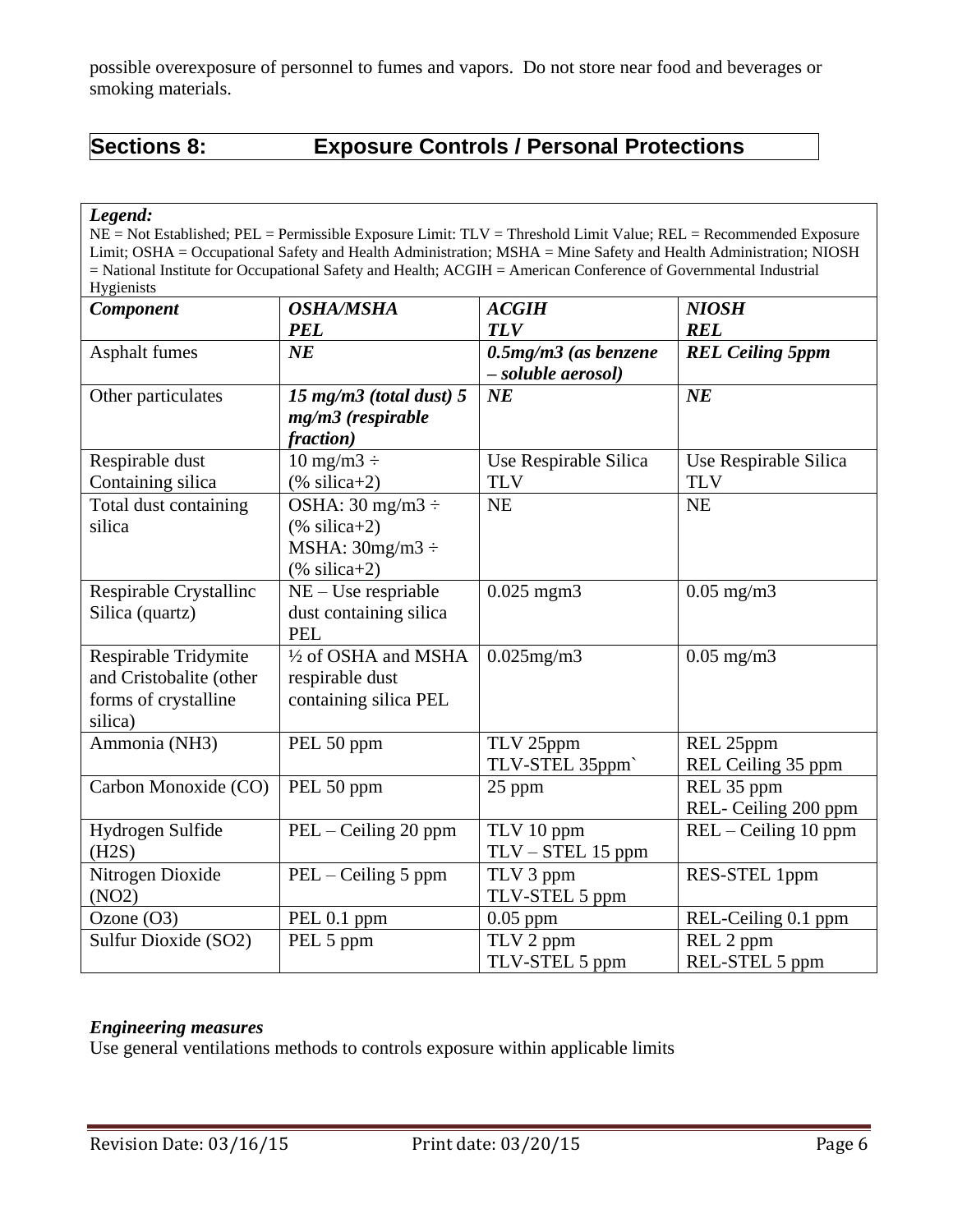possible overexposure of personnel to fumes and vapors. Do not store near food and beverages or smoking materials.

## Sections 8: Exposure Controls / Personal Protections

***Legend:***
NE = Not Established; PEL = Permissible Exposure Limit: TLV = Threshold Limit Value; REL = Recommended Exposure Limit; OSHA = Occupational Safety and Health Administration; MSHA = Mine Safety and Health Administration; NIOSH = National Institute for Occupational Safety and Health; ACGIH = American Conference of Governmental Industrial Hygienists

| ***Component*** | ***OSHA/MSHA PEL*** | ***ACGIH TLV*** | ***NIOSH REL*** |
|---|---|---|---|
| Asphalt fumes | ***NE*** | ***0.5mg/m3 (as benzene – soluble aerosol)*** | ***REL Ceiling 5ppm*** |
| Other particulates | ***15 mg/m3 (total dust) 5 mg/m3 (respirable fraction)*** | ***NE*** | ***NE*** |
| Respirable dust Containing silica | 10 mg/m3 ÷ (% silica+2) | Use Respirable Silica TLV | Use Respirable Silica TLV |
| Total dust containing silica | OSHA: 30 mg/m3 ÷ (% silica+2) MSHA: 30mg/m3 ÷ (% silica+2) | NE | NE |
| Respirable Crystallinc Silica (quartz) | NE – Use respriable dust containing silica PEL | 0.025 mgm3 | 0.05 mg/m3 |
| Respirable Tridymite and Cristobalite (other forms of crystalline silica) | ½ of OSHA and MSHA respirable dust containing silica PEL | 0.025mg/m3 | 0.05 mg/m3 |
| Ammonia ($NH_3$) | PEL 50 ppm | TLV 25ppm TLV-STEL 35ppm` | REL 25ppm REL Ceiling 35 ppm |
| Carbon Monoxide (CO) | PEL 50 ppm | 25 ppm | REL 35 ppm REL- Ceiling 200 ppm |
| Hydrogen Sulfide ($H_2S$) | PEL – Ceiling 20 ppm | TLV 10 ppm TLV – STEL 15 ppm | REL – Ceiling 10 ppm |
| Nitrogen Dioxide ($NO_2$) | PEL – Ceiling 5 ppm | TLV 3 ppm TLV-STEL 5 ppm | RES-STEL 1ppm |
| Ozone ($O_3$) | PEL 0.1 ppm | 0.05 ppm | REL-Ceiling 0.1 ppm |
| Sulfur Dioxide ($SO_2$) | PEL 5 ppm | TLV 2 ppm TLV-STEL 5 ppm | REL 2 ppm REL-STEL 5 ppm |

***Engineering measures***
Use general ventilations methods to controls exposure within applicable limits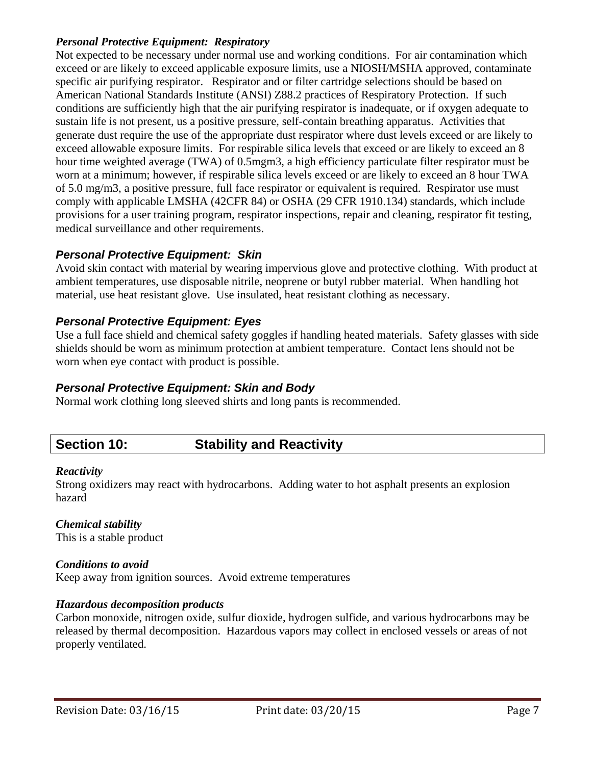### *Personal Protective Equipment: Respiratory*

Not expected to be necessary under normal use and working conditions. For air contamination which exceed or are likely to exceed applicable exposure limits, use a NIOSH/MSHA approved, contaminate specific air purifying respirator. Respirator and or filter cartridge selections should be based on American National Standards Institute (ANSI) Z88.2 practices of Respiratory Protection. If such conditions are sufficiently high that the air purifying respirator is inadequate, or if oxygen adequate to sustain life is not present, us a positive pressure, self-contain breathing apparatus. Activities that generate dust require the use of the appropriate dust respirator where dust levels exceed or are likely to exceed allowable exposure limits. For respirable silica levels that exceed or are likely to exceed an 8 hour time weighted average (TWA) of 0.5mgm3, a high efficiency particulate filter respirator must be worn at a minimum; however, if respirable silica levels exceed or are likely to exceed an 8 hour TWA of 5.0 mg/m3, a positive pressure, full face respirator or equivalent is required. Respirator use must comply with applicable LMSHA (42CFR 84) or OSHA (29 CFR 1910.134) standards, which include provisions for a user training program, respirator inspections, repair and cleaning, respirator fit testing, medical surveillance and other requirements.

### *Personal Protective Equipment: Skin*

Avoid skin contact with material by wearing impervious glove and protective clothing. With product at ambient temperatures, use disposable nitrile, neoprene or butyl rubber material. When handling hot material, use heat resistant glove. Use insulated, heat resistant clothing as necessary.

### *Personal Protective Equipment: Eyes*

Use a full face shield and chemical safety goggles if handling heated materials. Safety glasses with side shields should be worn as minimum protection at ambient temperature. Contact lens should not be worn when eye contact with product is possible.

### *Personal Protective Equipment: Skin and Body*

Normal work clothing long sleeved shirts and long pants is recommended.

## Section 10: Stability and Reactivity

***Reactivity***

Strong oxidizers may react with hydrocarbons. Adding water to hot asphalt presents an explosion hazard

***Chemical stability***

This is a stable product

***Conditions to avoid***

Keep away from ignition sources. Avoid extreme temperatures

***Hazardous decomposition products***

Carbon monoxide, nitrogen oxide, sulfur dioxide, hydrogen sulfide, and various hydrocarbons may be released by thermal decomposition. Hazardous vapors may collect in enclosed vessels or areas of not properly ventilated.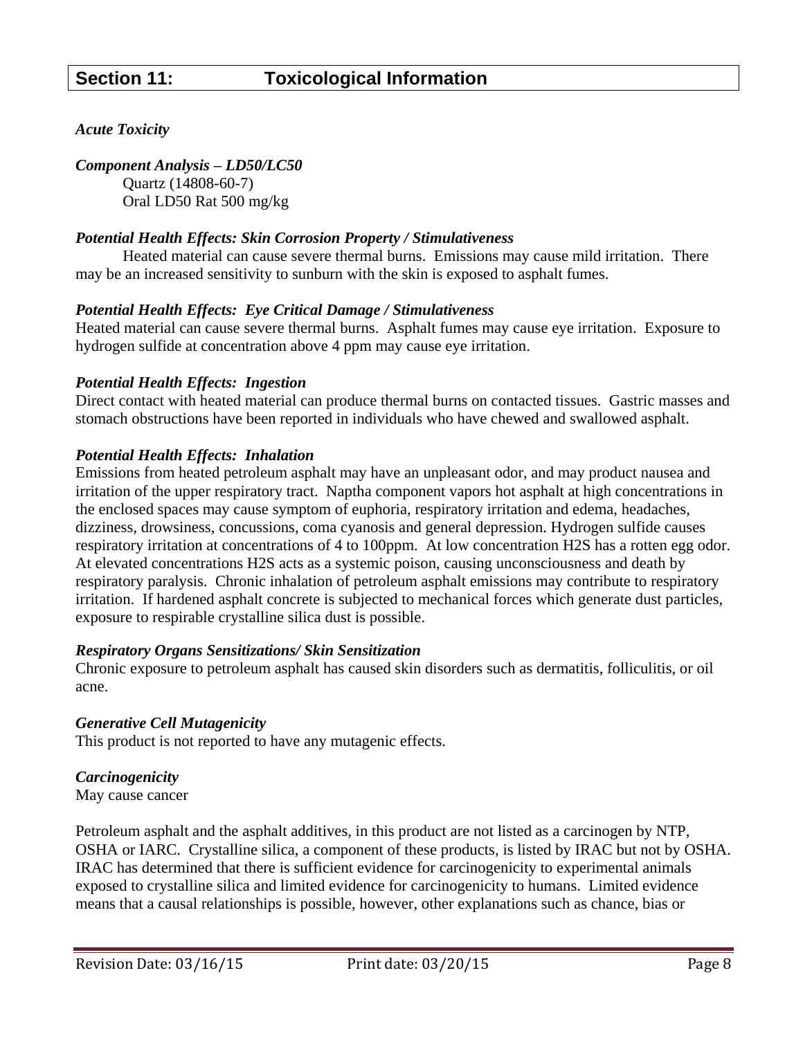## Section 11: Toxicological Information

***Acute Toxicity***

***Component Analysis – LD50/LC50***

Quartz (14808-60-7)
Oral LD50 Rat 500 mg/kg

***Potential Health Effects: Skin Corrosion Property / Stimulativeness***

Heated material can cause severe thermal burns. Emissions may cause mild irritation. There may be an increased sensitivity to sunburn with the skin is exposed to asphalt fumes.

***Potential Health Effects: Eye Critical Damage / Stimulativeness***

Heated material can cause severe thermal burns. Asphalt fumes may cause eye irritation. Exposure to hydrogen sulfide at concentration above 4 ppm may cause eye irritation.

***Potential Health Effects: Ingestion***

Direct contact with heated material can produce thermal burns on contacted tissues. Gastric masses and stomach obstructions have been reported in individuals who have chewed and swallowed asphalt.

***Potential Health Effects: Inhalation***

Emissions from heated petroleum asphalt may have an unpleasant odor, and may product nausea and irritation of the upper respiratory tract. Naptha component vapors hot asphalt at high concentrations in the enclosed spaces may cause symptom of euphoria, respiratory irritation and edema, headaches, dizziness, drowsiness, concussions, coma cyanosis and general depression. Hydrogen sulfide causes respiratory irritation at concentrations of 4 to 100ppm. At low concentration $H_2S$ has a rotten egg odor. At elevated concentrations $H_2S$ acts as a systemic poison, causing unconsciousness and death by respiratory paralysis. Chronic inhalation of petroleum asphalt emissions may contribute to respiratory irritation. If hardened asphalt concrete is subjected to mechanical forces which generate dust particles, exposure to respirable crystalline silica dust is possible.

***Respiratory Organs Sensitizations/ Skin Sensitization***

Chronic exposure to petroleum asphalt has caused skin disorders such as dermatitis, folliculitis, or oil acne.

***Generative Cell Mutagenicity***

This product is not reported to have any mutagenic effects.

***Carcinogenicity***

May cause cancer

Petroleum asphalt and the asphalt additives, in this product are not listed as a carcinogen by NTP, OSHA or IARC. Crystalline silica, a component of these products, is listed by IRAC but not by OSHA. IRAC has determined that there is sufficient evidence for carcinogenicity to experimental animals exposed to crystalline silica and limited evidence for carcinogenicity to humans. Limited evidence means that a causal relationships is possible, however, other explanations such as chance, bias or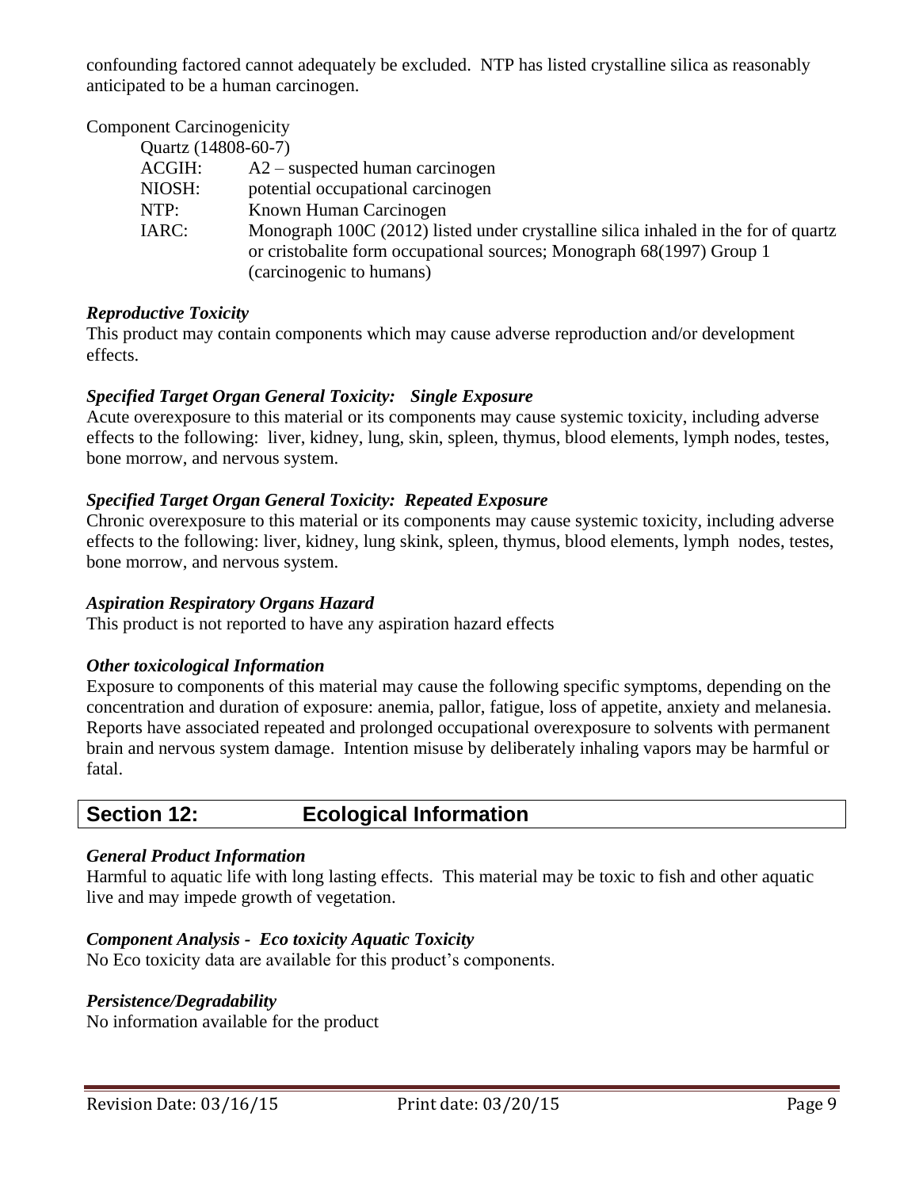confounding factored cannot adequately be excluded. NTP has listed crystalline silica as reasonably anticipated to be a human carcinogen.

Component Carcinogenicity

Quartz (14808-60-7)

| | |
|---|---|
| ACGIH: | A2 – suspected human carcinogen |
| NIOSH: | potential occupational carcinogen |
| NTP: | Known Human Carcinogen |
| IARC: | Monograph 100C (2012) listed under crystalline silica inhaled in the for of quartz or cristobalite form occupational sources; Monograph 68(1997) Group 1 (carcinogenic to humans) |

***Reproductive Toxicity***

This product may contain components which may cause adverse reproduction and/or development effects.

***Specified Target Organ General Toxicity: Single Exposure***

Acute overexposure to this material or its components may cause systemic toxicity, including adverse effects to the following: liver, kidney, lung, skin, spleen, thymus, blood elements, lymph nodes, testes, bone morrow, and nervous system.

***Specified Target Organ General Toxicity: Repeated Exposure***

Chronic overexposure to this material or its components may cause systemic toxicity, including adverse effects to the following: liver, kidney, lung skink, spleen, thymus, blood elements, lymph nodes, testes, bone morrow, and nervous system.

***Aspiration Respiratory Organs Hazard***

This product is not reported to have any aspiration hazard effects

***Other toxicological Information***

Exposure to components of this material may cause the following specific symptoms, depending on the concentration and duration of exposure: anemia, pallor, fatigue, loss of appetite, anxiety and melanesia. Reports have associated repeated and prolonged occupational overexposure to solvents with permanent brain and nervous system damage. Intention misuse by deliberately inhaling vapors may be harmful or fatal.

## Section 12: Ecological Information

***General Product Information***

Harmful to aquatic life with long lasting effects. This material may be toxic to fish and other aquatic live and may impede growth of vegetation.

***Component Analysis - Eco toxicity Aquatic Toxicity***

No Eco toxicity data are available for this product's components.

***Persistence/Degradability***

No information available for the product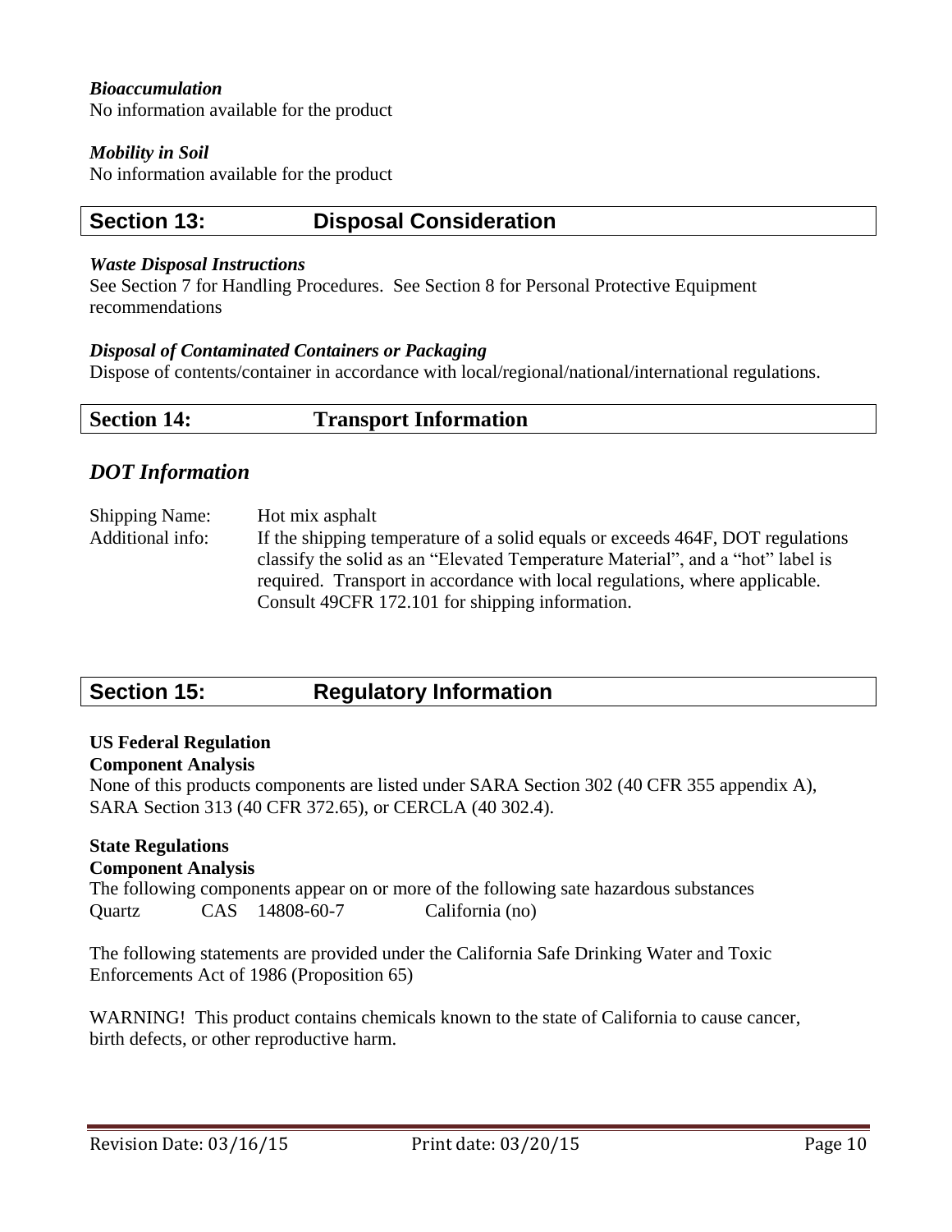*Bioaccumulation*

No information available for the product

*Mobility in Soil*

No information available for the product

## Section 13: Disposal Consideration

*Waste Disposal Instructions*

See Section 7 for Handling Procedures. See Section 8 for Personal Protective Equipment recommendations

*Disposal of Contaminated Containers or Packaging*

Dispose of contents/container in accordance with local/regional/national/international regulations.

## Section 14: Transport Information

### *DOT Information*

Shipping Name: Hot mix asphalt

Additional info: If the shipping temperature of a solid equals or exceeds 464F, DOT regulations classify the solid as an "Elevated Temperature Material", and a "hot" label is required. Transport in accordance with local regulations, where applicable. Consult 49CFR 172.101 for shipping information.

## Section 15: Regulatory Information

**US Federal Regulation**

**Component Analysis**

None of this products components are listed under SARA Section 302 (40 CFR 355 appendix A), SARA Section 313 (40 CFR 372.65), or CERCLA (40 302.4).

**State Regulations**

**Component Analysis**

The following components appear on or more of the following sate hazardous substances

| Quartz | CAS | 14808-60-7 | California (no) |
|---|---|---|---|

The following statements are provided under the California Safe Drinking Water and Toxic Enforcements Act of 1986 (Proposition 65)

WARNING! This product contains chemicals known to the state of California to cause cancer, birth defects, or other reproductive harm.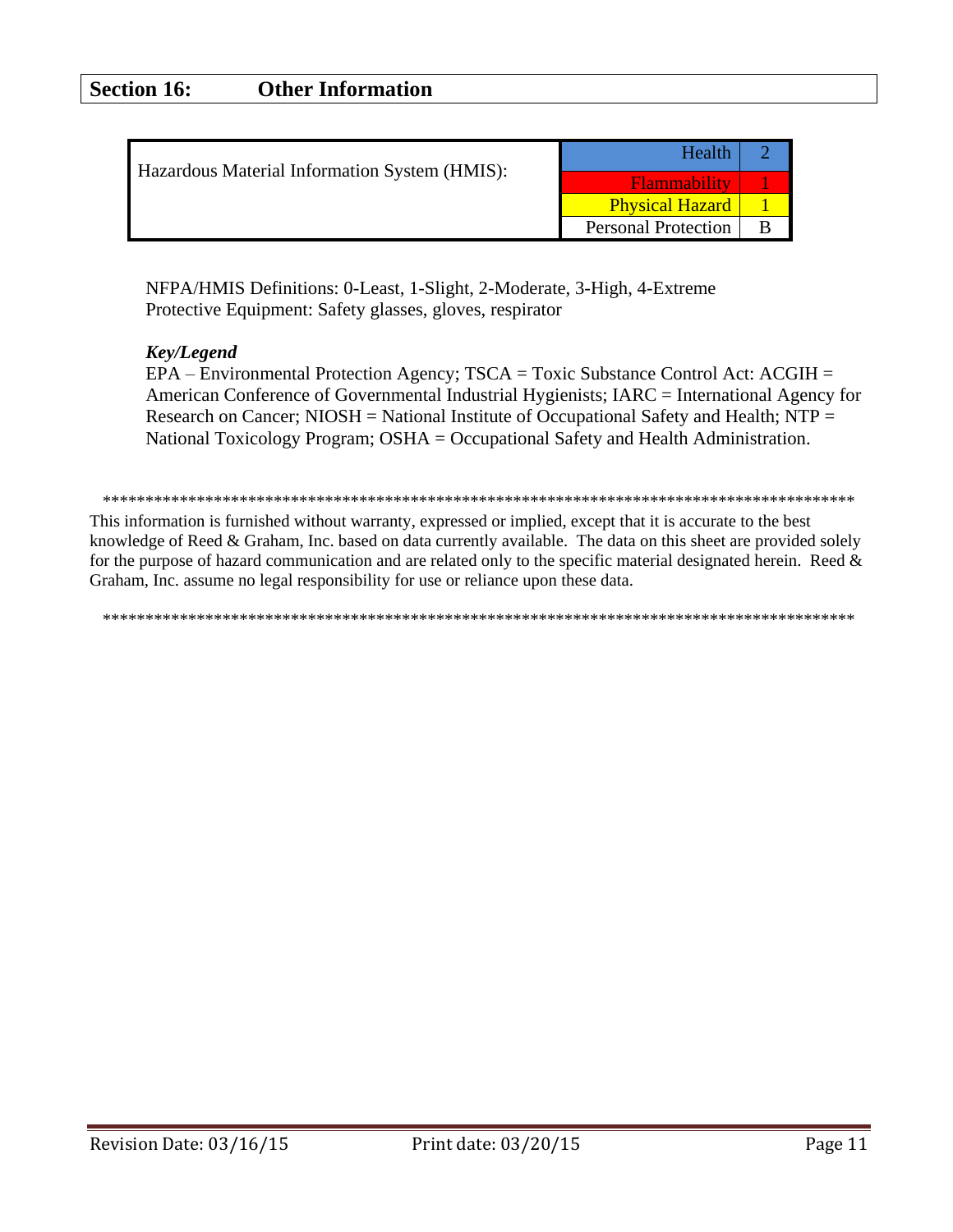## Section 16: Other Information

| | | |
|---|---|---|
| Hazardous Material Information System (HMIS): | Health | 2 |
| | Flammability | 1 |
| | Physical Hazard | 1 |
| | Personal Protection | B |

NFPA/HMIS Definitions: 0-Least, 1-Slight, 2-Moderate, 3-High, 4-Extreme
Protective Equipment: Safety glasses, gloves, respirator

***Key/Legend***

EPA – Environmental Protection Agency; TSCA = Toxic Substance Control Act: ACGIH = American Conference of Governmental Industrial Hygienists; IARC = International Agency for Research on Cancer; NIOSH = National Institute of Occupational Safety and Health; NTP = National Toxicology Program; OSHA = Occupational Safety and Health Administration.

*******************************************************************************************

This information is furnished without warranty, expressed or implied, except that it is accurate to the best knowledge of Reed & Graham, Inc. based on data currently available. The data on this sheet are provided solely for the purpose of hazard communication and are related only to the specific material designated herein. Reed & Graham, Inc. assume no legal responsibility for use or reliance upon these data.

*******************************************************************************************

Revision Date: 03/16/15 Print date: 03/20/15